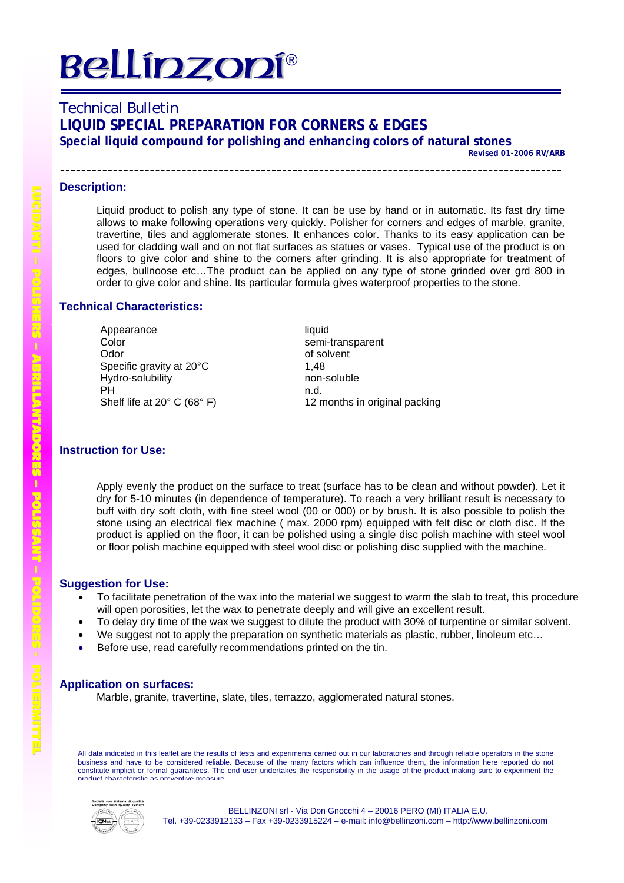# Bellinzoni®

## Technical Bulletin

## LIQUID SPECIAL PREPARATION FOR CORNERS & EDGES

**Special liquid compound for polishing and enhancing colors of natural stones**

**Revised 01-2006 RV/ARB**

---

### Description:

Liquid product to polish any type of stone. It can be use by hand or in automatic. Its fast dry time allows to make following operations very quickly. Polisher for corners and edges of marble, granite, travertine, tiles and agglomerate stones. It enhances color. Thanks to its easy application can be used for cladding wall and on not flat surfaces as statues or vases. Typical use of the product is on floors to give color and shine to the corners after grinding. It is also appropriate for treatment of edges, bullnoose etc…The product can be applied on any type of stone grinded over grd 800 in order to give color and shine. Its particular formula gives waterproof properties to the stone.

### Technical Characteristics:

| | |
|---|---|
| Appearance | liquid |
| Color | semi-transparent |
| Odor | of solvent |
| Specific gravity at 20°C | 1,48 |
| Hydro-solubility | non-soluble |
| PH | n.d. |
| Shelf life at 20° C (68° F) | 12 months in original packing |

### Instruction for Use:

Apply evenly the product on the surface to treat (surface has to be clean and without powder). Let it dry for 5-10 minutes (in dependence of temperature). To reach a very brilliant result is necessary to buff with dry soft cloth, with fine steel wool (00 or 000) or by brush. It is also possible to polish the stone using an electrical flex machine ( max. 2000 rpm) equipped with felt disc or cloth disc. If the product is applied on the floor, it can be polished using a single disc polish machine with steel wool or floor polish machine equipped with steel wool disc or polishing disc supplied with the machine.

### Suggestion for Use:

- To facilitate penetration of the wax into the material we suggest to warm the slab to treat, this procedure will open porosities, let the wax to penetrate deeply and will give an excellent result.
- To delay dry time of the wax we suggest to dilute the product with 30% of turpentine or similar solvent.
- We suggest not to apply the preparation on synthetic materials as plastic, rubber, linoleum etc…
- Before use, read carefully recommendations printed on the tin.

### Application on surfaces:

Marble, granite, travertine, slate, tiles, terrazzo, agglomerated natural stones.

All data indicated in this leaflet are the results of tests and experiments carried out in our laboratories and through reliable operators in the stone business and have to be considered reliable. Because of the many factors which can influence them, the information here reported do not constitute implicit or formal guarantees. The end user undertakes the responsibility in the usage of the product making sure to experiment the product characteristic as preventive measure.

Società con sistema di qualità
Company with quality system

BELLINZONI srl - Via Don Gnocchi 4 – 20016 PERO (MI) ITALIA E.U.
Tel. +39-0233912133 – Fax +39-0233915224 – e-mail: info@bellinzoni.com – http://www.bellinzoni.com

LUCIDANTI – POLISHERS – ABRILLANTADORES – POLISSANT – POLIDORES - POLIERMITTEL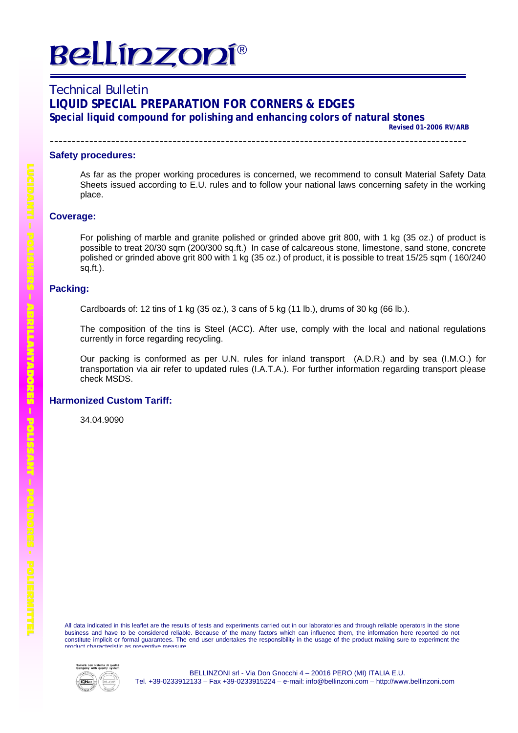# Bellinzoni®

## Technical Bulletin

## LIQUID SPECIAL PREPARATION FOR CORNERS & EDGES

**Special liquid compound for polishing and enhancing colors of natural stones**

**Revised 01-2006 RV/ARB**

---

### Safety procedures:

As far as the proper working procedures is concerned, we recommend to consult Material Safety Data Sheets issued according to E.U. rules and to follow your national laws concerning safety in the working place.

### Coverage:

For polishing of marble and granite polished or grinded above grit 800, with 1 kg (35 oz.) of product is possible to treat 20/30 sqm (200/300 sq.ft.) In case of calcareous stone, limestone, sand stone, concrete polished or grinded above grit 800 with 1 kg (35 oz.) of product, it is possible to treat 15/25 sqm ( 160/240 sq.ft.).

### Packing:

Cardboards of: 12 tins of 1 kg (35 oz.), 3 cans of 5 kg (11 lb.), drums of 30 kg (66 lb.).

The composition of the tins is Steel (ACC). After use, comply with the local and national regulations currently in force regarding recycling.

Our packing is conformed as per U.N. rules for inland transport (A.D.R.) and by sea (I.M.O.) for transportation via air refer to updated rules (I.A.T.A.). For further information regarding transport please check MSDS.

### Harmonized Custom Tariff:

34.04.9090

LUCIDANTI – POLISHERS – ABRILLANTADORES – POLISSANT – POLIDORES - POLIERMITTEL

All data indicated in this leaflet are the results of tests and experiments carried out in our laboratories and through reliable operators in the stone business and have to be considered reliable. Because of the many factors which can influence them, the information here reported do not constitute implicit or formal guarantees. The end user undertakes the responsibility in the usage of the product making sure to experiment the product characteristic as preventive measure.

Società con sistema di qualità
Company with quality system

BELLINZONI srl - Via Don Gnocchi 4 – 20016 PERO (MI) ITALIA E.U.
Tel. +39-0233912133 – Fax +39-0233915224 – e-mail: info@bellinzoni.com – http://www.bellinzoni.com